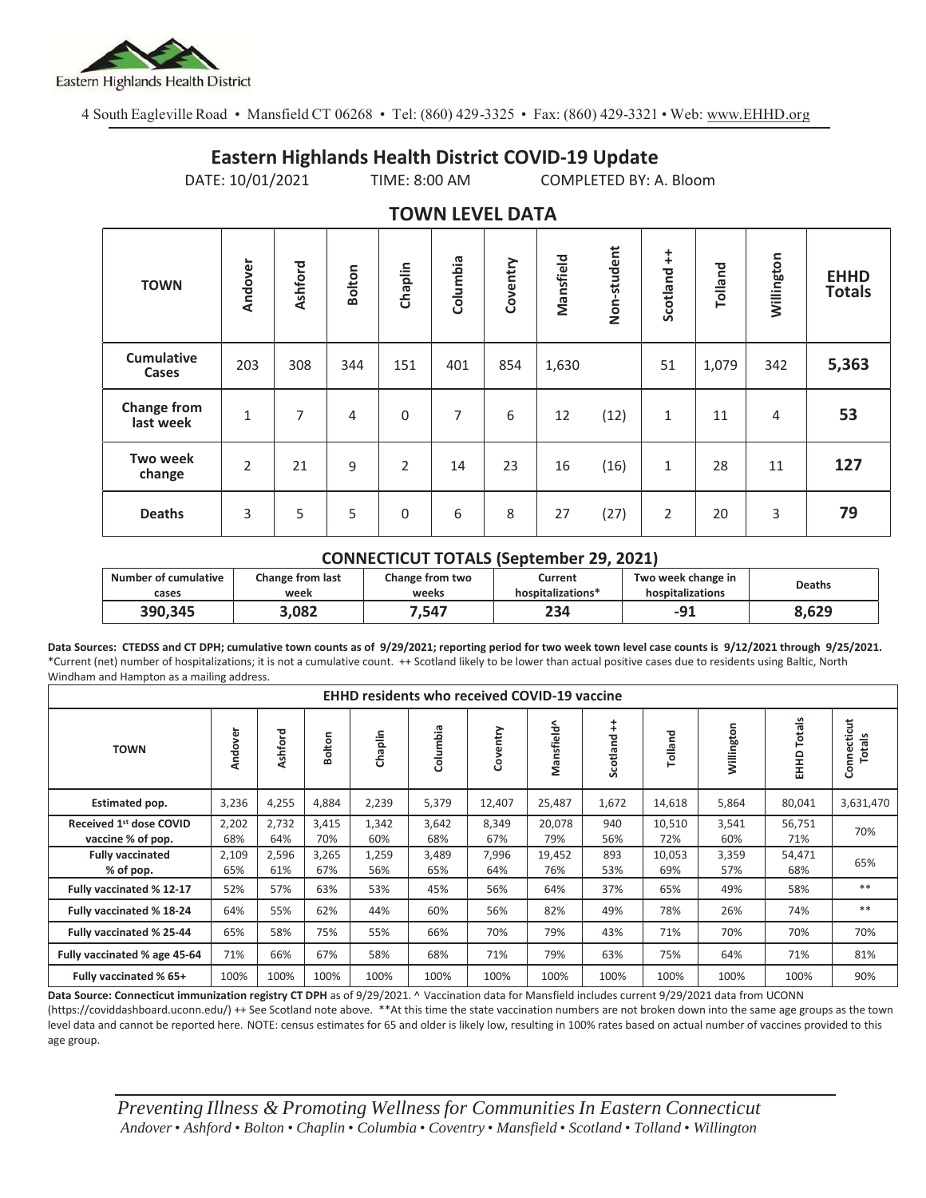Eastern Highlands Health District

4 South Eagleville Road • Mansfield CT 06268 • Tel: (860) 429-3325 • Fax: (860) 429-3321 • Web: www.EHHD.org

# Eastern Highlands Health District COVID-19 Update

DATE: 10/01/2021 TIME: 8:00 AM COMPLETED BY: A. Bloom

## TOWN LEVEL DATA

| TOWN | Andover | Ashford | Bolton | Chaplin | Columbia | Coventry | Mansfield | Non-student | Scotland ++ | Tolland | Willington | EHHD Totals |
|---|---|---|---|---|---|---|---|---|---|---|---|---|
| Cumulative Cases | 203 | 308 | 344 | 151 | 401 | 854 | 1,630 | | 51 | 1,079 | 342 | **5,363** |
| Change from last week | 1 | 7 | 4 | 0 | 7 | 6 | 12 | (12) | 1 | 11 | 4 | **53** |
| Two week change | 2 | 21 | 9 | 2 | 14 | 23 | 16 | (16) | 1 | 28 | 11 | **127** |
| Deaths | 3 | 5 | 5 | 0 | 6 | 8 | 27 | (27) | 2 | 20 | 3 | **79** |

### CONNECTICUT TOTALS (September 29, 2021)

| Number of cumulative cases | Change from last week | Change from two weeks | Current hospitalizations* | Two week change in hospitalizations | Deaths |
|---|---|---|---|---|---|
| **390,345** | **3,082** | **7,547** | **234** | **-91** | **8,629** |

**Data Sources: CTEDSS and CT DPH; cumulative town counts as of 9/29/2021; reporting period for two week town level case counts is 9/12/2021 through 9/25/2021.** *Current (net) number of hospitalizations; it is not a cumulative count. ++ Scotland likely to be lower than actual positive cases due to residents using Baltic, North Windham and Hampton as a mailing address.

| EHHD residents who received COVID-19 vaccine | | | | | | | | | | | | |
|---|---|---|---|---|---|---|---|---|---|---|---|---|
| **TOWN** | Andover | Ashford | Bolton | Chaplin | Columbia | Coventry | Mansfield^ | Scotland ++ | Tolland | Willington | EHHD Totals | Connecticut Totals |
| **Estimated pop.** | 3,236 | 4,255 | 4,884 | 2,239 | 5,379 | 12,407 | 25,487 | 1,672 | 14,618 | 5,864 | 80,041 | 3,631,470 |
| **Received 1st dose COVID vaccine % of pop.** | 2,202 68% | 2,732 64% | 3,415 70% | 1,342 60% | 3,642 68% | 8,349 67% | 20,078 79% | 940 56% | 10,510 72% | 3,541 60% | 56,751 71% | 70% |
| **Fully vaccinated % of pop.** | 2,109 65% | 2,596 61% | 3,265 67% | 1,259 56% | 3,489 65% | 7,996 64% | 19,452 76% | 893 53% | 10,053 69% | 3,359 57% | 54,471 68% | 65% |
| **Fully vaccinated % 12-17** | 52% | 57% | 63% | 53% | 45% | 56% | 64% | 37% | 65% | 49% | 58% | ** |
| **Fully vaccinated % 18-24** | 64% | 55% | 62% | 44% | 60% | 56% | 82% | 49% | 78% | 26% | 74% | ** |
| **Fully vaccinated % 25-44** | 65% | 58% | 75% | 55% | 66% | 70% | 79% | 43% | 71% | 70% | 70% | 70% |
| **Fully vaccinated % age 45-64** | 71% | 66% | 67% | 58% | 68% | 71% | 79% | 63% | 75% | 64% | 71% | 81% |
| **Fully vaccinated % 65+** | 100% | 100% | 100% | 100% | 100% | 100% | 100% | 100% | 100% | 100% | 100% | 90% |

**Data Source: Connecticut immunization registry CT DPH** as of 9/29/2021. ^ Vaccination data for Mansfield includes current 9/29/2021 data from UCONN (https://coviddashboard.uconn.edu/) ++ See Scotland note above. **At this time the state vaccination numbers are not broken down into the same age groups as the town level data and cannot be reported here. NOTE: census estimates for 65 and older is likely low, resulting in 100% rates based on actual number of vaccines provided to this age group.

*Preventing Illness & Promoting Wellness for Communities In Eastern Connecticut*
*Andover • Ashford • Bolton • Chaplin • Columbia • Coventry • Mansfield • Scotland • Tolland • Willington*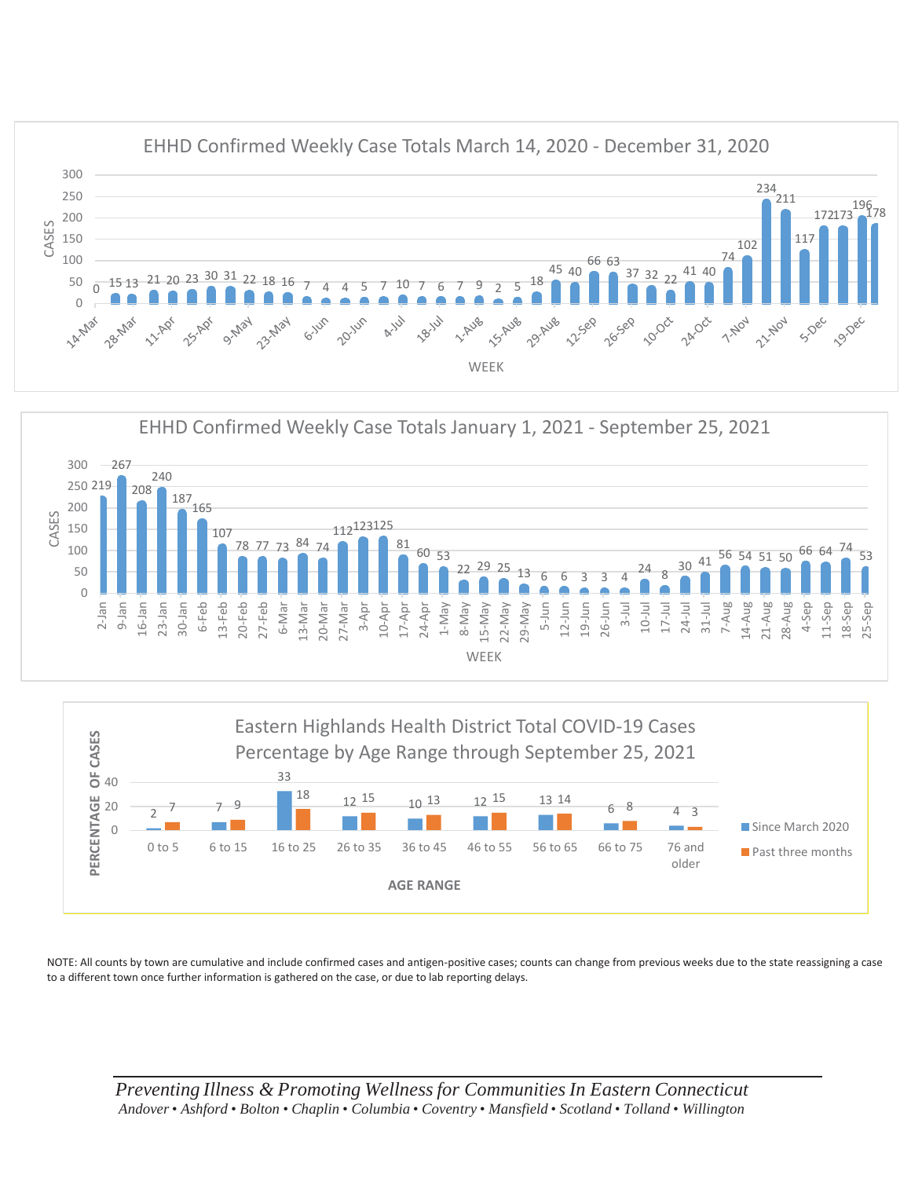EHHD Confirmed Weekly Case Totals March 14, 2020 - December 31, 2020

CASES

300
250
200
150
100
50
0

0 15 13 21 20 23 30 31 22 18 16 7 4 4 5 7 10 7 6 7 9 2 5 18 45 40 66 63 37 32 22 41 40 74 102 234 211 117 172 173 196 178

14-Mar 28-Mar 11-Apr 25-Apr 9-May 23-May 6-Jun 20-Jun 4-Jul 18-Jul 1-Aug 15-Aug 29-Aug 12-Sep 26-Sep 10-Oct 24-Oct 7-Nov 21-Nov 5-Dec 19-Dec

WEEK

EHHD Confirmed Weekly Case Totals January 1, 2021 - September 25, 2021

CASES

300
250
200
150
100
50
0

219 267 208 240 187 165 107 78 77 73 84 74 112 123 125 81 60 53 22 29 25 13 6 6 3 3 4 24 8 30 41 56 54 51 50 66 64 74 53

2-Jan 9-Jan 16-Jan 23-Jan 30-Jan 6-Feb 13-Feb 20-Feb 27-Feb 6-Mar 13-Mar 20-Mar 27-Mar 3-Apr 10-Apr 17-Apr 24-Apr 1-May 8-May 15-May 22-May 29-May 5-Jun 12-Jun 19-Jun 26-Jun 3-Jul 10-Jul 17-Jul 24-Jul 31-Jul 7-Aug 14-Aug 21-Aug 28-Aug 4-Sep 11-Sep 18-Sep 25-Sep

WEEK

Eastern Highlands Health District Total COVID-19 Cases Percentage by Age Range through September 25, 2021

PERCENTAGE OF CASES

40
20
0

0 to 5: 2, 7
6 to 15: 7, 9
16 to 25: 33, 18
26 to 35: 12, 15
36 to 45: 10, 13
46 to 55: 12, 15
56 to 65: 13, 14
66 to 75: 6, 8
76 and older: 4, 3

AGE RANGE

Since March 2020
Past three months

NOTE: All counts by town are cumulative and include confirmed cases and antigen-positive cases; counts can change from previous weeks due to the state reassigning a case to a different town once further information is gathered on the case, or due to lab reporting delays.

*Preventing Illness & Promoting Wellness for Communities In Eastern Connecticut*
*Andover • Ashford • Bolton • Chaplin • Columbia • Coventry • Mansfield • Scotland • Tolland • Willington*